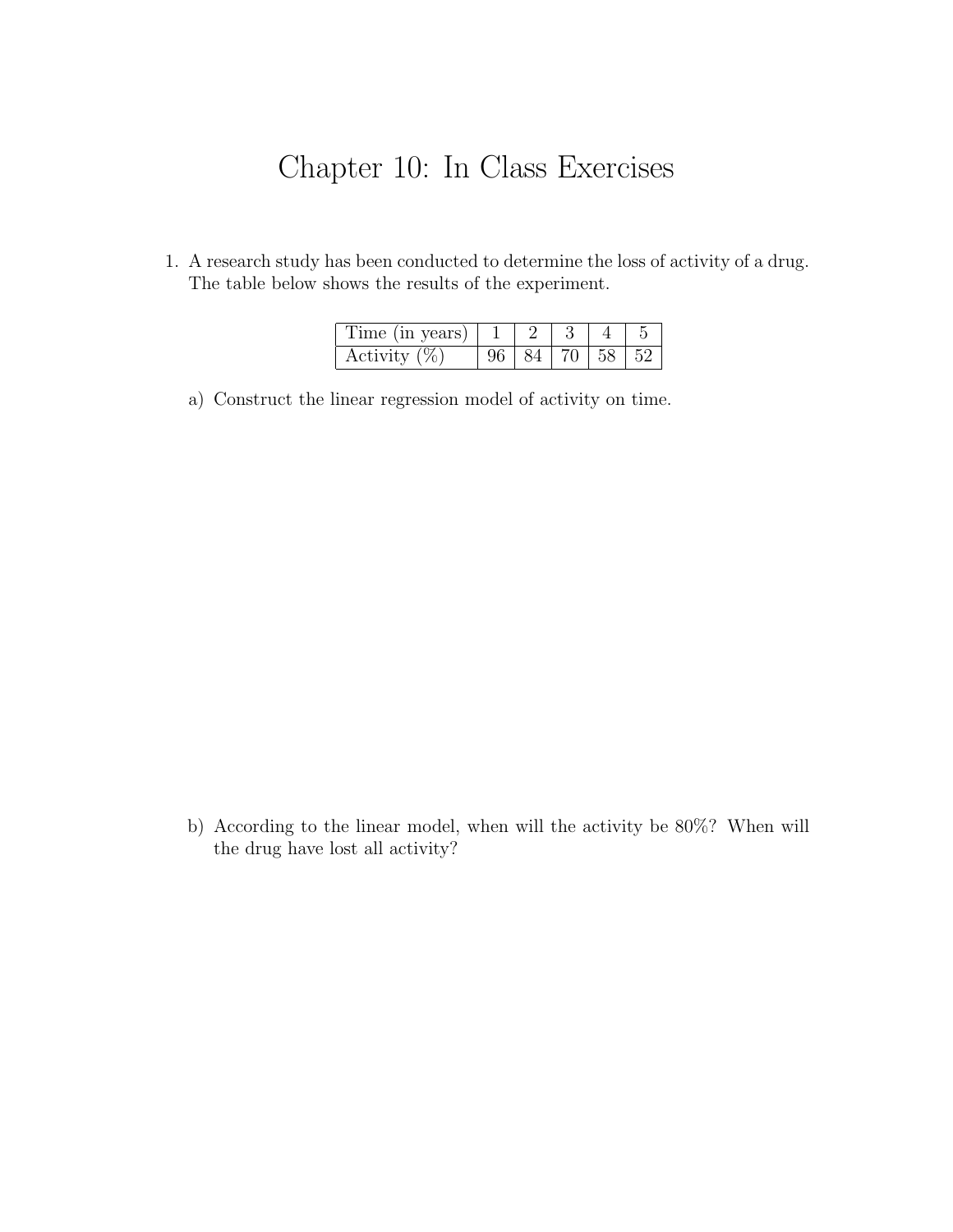# Chapter 10: In Class Exercises

1. A research study has been conducted to determine the loss of activity of a drug. The table below shows the results of the experiment.

| Time (in years) | 1 | 2 | 3 | 4 | 5 |
|---|---|---|---|---|---|
| Activity (%) | 96 | 84 | 70 | 58 | 52 |

a) Construct the linear regression model of activity on time.

b) According to the linear model, when will the activity be 80%? When will the drug have lost all activity?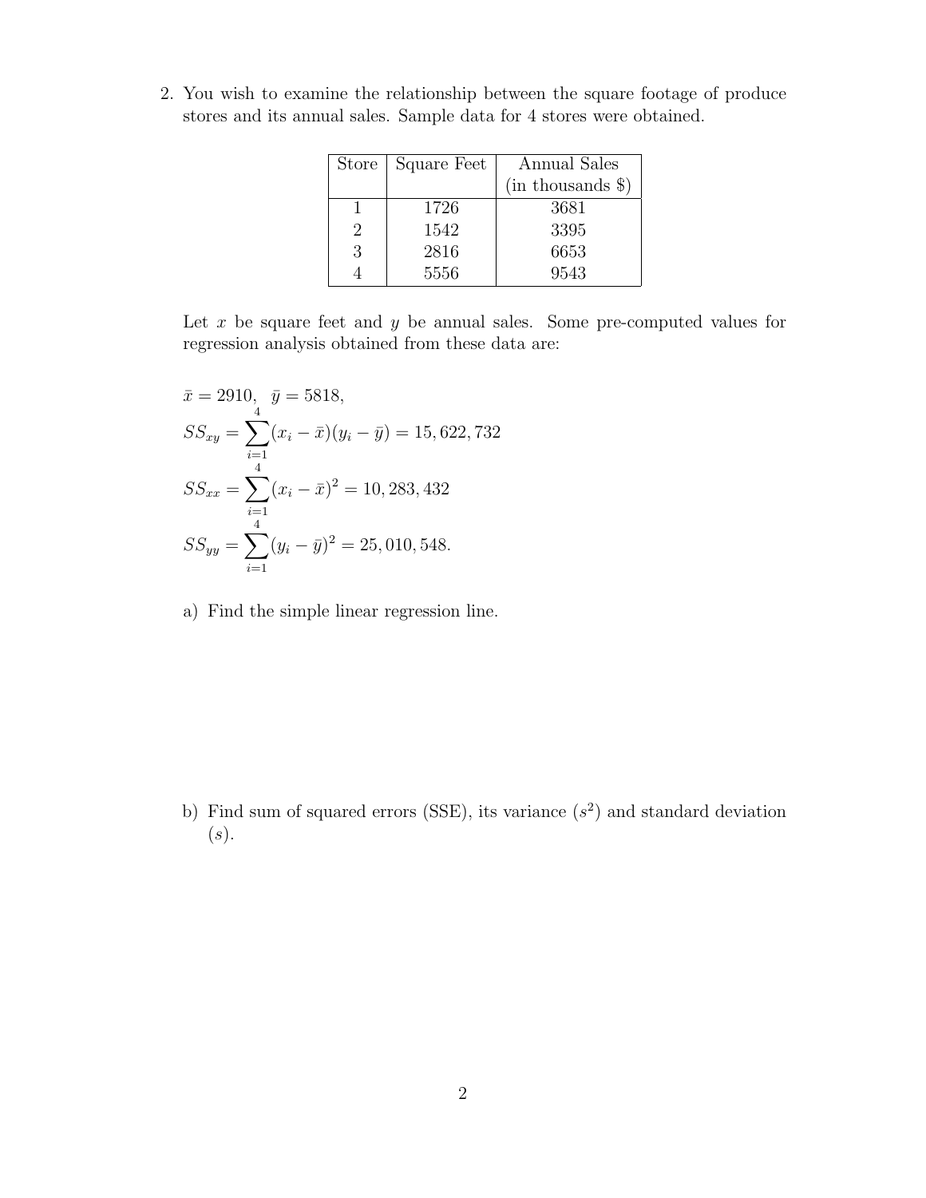2. You wish to examine the relationship between the square footage of produce stores and its annual sales. Sample data for 4 stores were obtained.

| Store | Square Feet | Annual Sales (in thousands \$) |
|---|---|---|
| 1 | 1726 | 3681 |
| 2 | 1542 | 3395 |
| 3 | 2816 | 6653 |
| 4 | 5556 | 9543 |

Let $x$ be square feet and $y$ be annual sales. Some pre-computed values for regression analysis obtained from these data are:

$$\bar{x} = 2910, \quad \bar{y} = 5818,$$

$$SS_{xy} = \sum_{i=1}^{4}(x_i - \bar{x})(y_i - \bar{y}) = 15,622,732$$

$$SS_{xx} = \sum_{i=1}^{4}(x_i - \bar{x})^2 = 10,283,432$$

$$SS_{yy} = \sum_{i=1}^{4}(y_i - \bar{y})^2 = 25,010,548.$$

a) Find the simple linear regression line.

b) Find sum of squared errors (SSE), its variance ($s^2$) and standard deviation ($s$).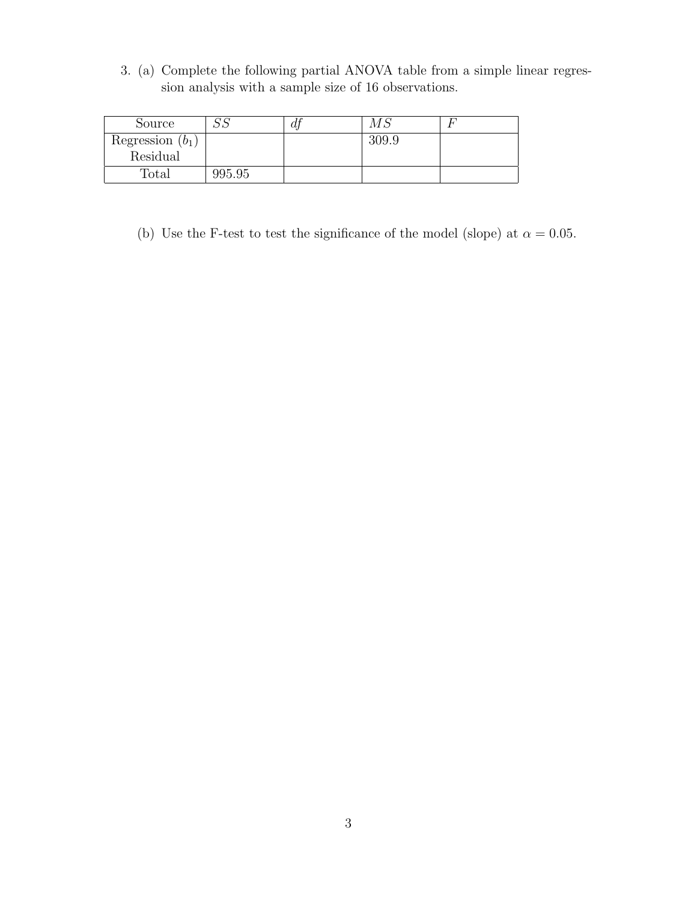3. (a) Complete the following partial ANOVA table from a simple linear regression analysis with a sample size of 16 observations.

| Source | $SS$ | $df$ | $MS$ | $F$ |
|---|---|---|---|---|
| Regression ($b_1$) | | | 309.9 | |
| Residual | | | | |
| Total | 995.95 | | | |

(b) Use the F-test to test the significance of the model (slope) at $\alpha = 0.05$.